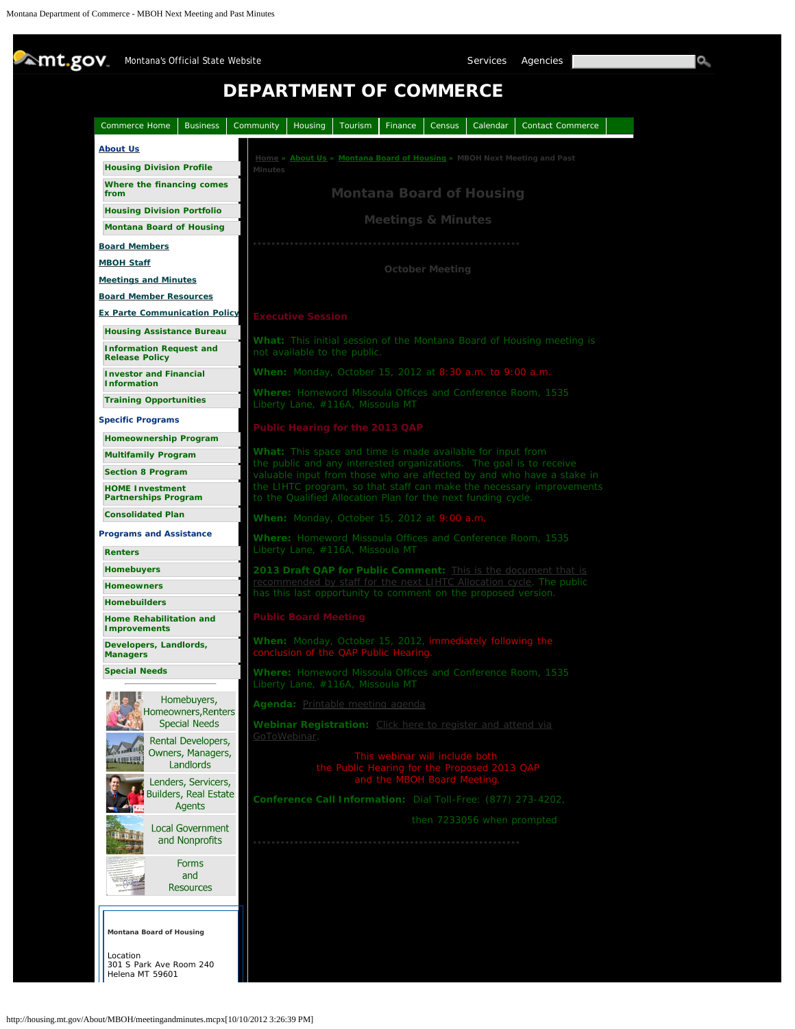mt.gov Montana's Official State Website

Services Agencies

# DEPARTMENT OF COMMERCE

Commerce Home | Business | Community | Housing | Tourism | Finance | Census | Calendar | Contact Commerce

**About Us**

- Housing Division Profile
- Where the financing comes from
- Housing Division Portfolio
- Montana Board of Housing

**Board Members**

**MBOH Staff**

**Meetings and Minutes**

**Board Member Resources**

**Ex Parte Communication Policy**

- Housing Assistance Bureau
- Information Request and Release Policy
- Investor and Financial Information
- Training Opportunities

**Specific Programs**

- Homeownership Program
- Multifamily Program
- Section 8 Program
- HOME Investment Partnerships Program
- Consolidated Plan

**Programs and Assistance**

- Renters
- Homebuyers
- Homeowners
- Homebuilders
- Home Rehabilitation and Improvements
- Developers, Landlords, Managers
- Special Needs

Homebuyers, Homeowners, Renters Special Needs

Rental Developers, Owners, Managers, Landlords

Lenders, Servicers, Builders, Real Estate Agents

Local Government and Nonprofits

Forms and Resources

**Montana Board of Housing**

Location
301 S Park Ave Room 240
Helena MT 59601

Home » About Us » Montana Board of Housing » MBOH Next Meeting and Past Minutes

## Montana Board of Housing

### Meetings & Minutes

\*\*\*\*\*\*\*\*\*\*\*\*\*\*\*\*\*\*\*\*\*\*\*\*\*\*\*\*\*\*\*\*\*\*\*\*\*\*\*\*\*\*\*\*\*\*\*\*\*\*\*\*\*\*\*\*\*\*

**October Meeting**

**Executive Session**

**What:** This initial session of the Montana Board of Housing meeting is not available to the public.

**When:** Monday, October 15, 2012 at 8:30 a.m. to 9:00 a.m.

**Where:** Homeword Missoula Offices and Conference Room, 1535 Liberty Lane, #116A, Missoula MT

**Public Hearing for the 2013 QAP**

**What:** This space and time is made available for input from the public and any interested organizations. The goal is to receive valuable input from those who are affected by and who have a stake in the LIHTC program, so that staff can make the necessary improvements to the Qualified Allocation Plan for the next funding cycle.

**When:** Monday, October 15, 2012 at 9:00 a.m.

**Where:** Homeword Missoula Offices and Conference Room, 1535 Liberty Lane, #116A, Missoula MT

**2013 Draft QAP for Public Comment:** This is the document that is recommended by staff for the next LIHTC Allocation cycle. The public has this last opportunity to comment on the proposed version.

**Public Board Meeting**

**When:** Monday, October 15, 2012, immediately following the conclusion of the QAP Public Hearing.

**Where:** Homeword Missoula Offices and Conference Room, 1535 Liberty Lane, #116A, Missoula MT

**Agenda:** Printable meeting agenda

**Webinar Registration:** Click here to register and attend via GoToWebinar.

This webinar will include both the Public Hearing for the Proposed 2013 QAP and the MBOH Board Meeting.

**Conference Call Information:** Dial Toll-Free: (877) 273-4202,

then 7233056 when prompted

\*\*\*\*\*\*\*\*\*\*\*\*\*\*\*\*\*\*\*\*\*\*\*\*\*\*\*\*\*\*\*\*\*\*\*\*\*\*\*\*\*\*\*\*\*\*\*\*\*\*\*\*\*\*\*\*\*\*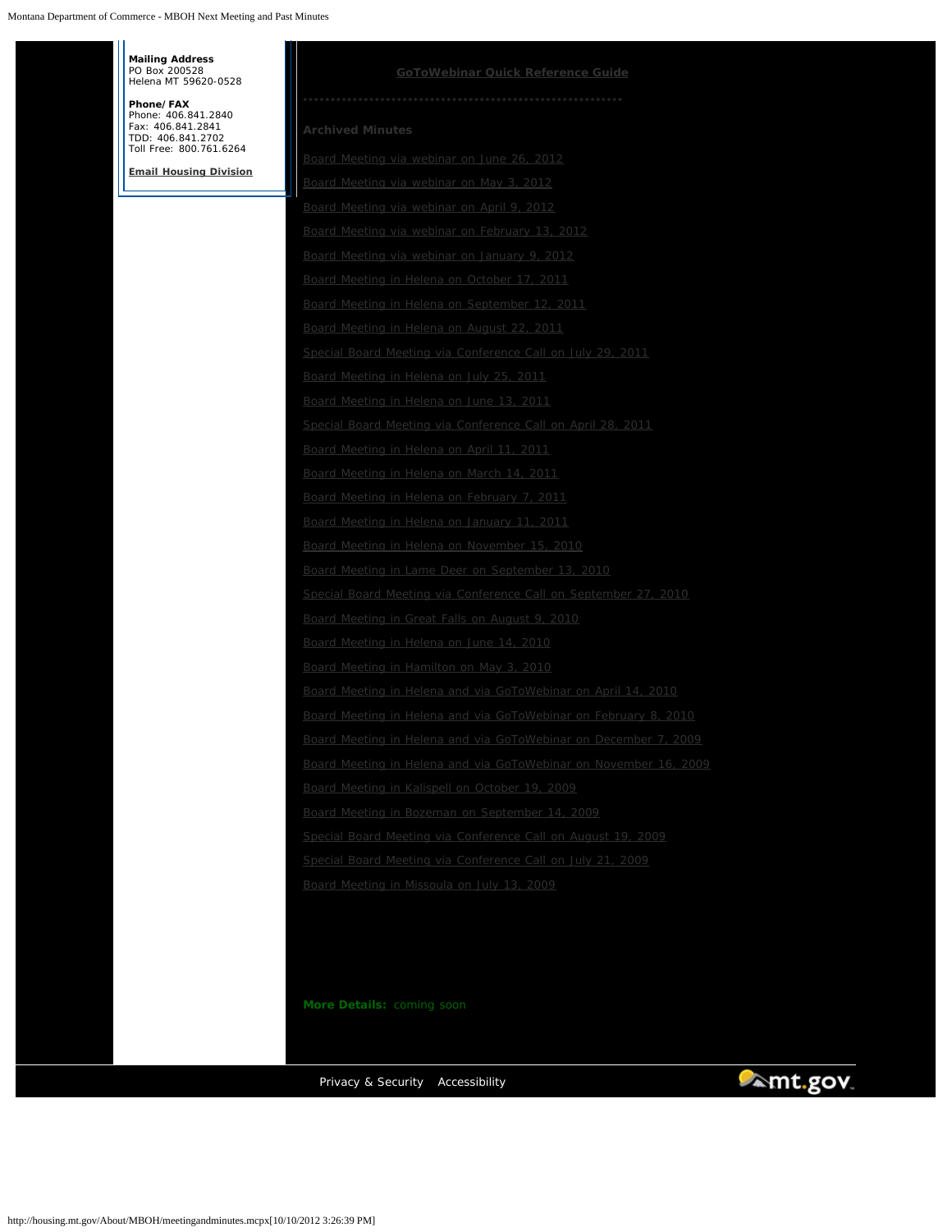**Mailing Address**
PO Box 200528
Helena MT 59620-0528

**Phone/FAX**
Phone: 406.841.2840
Fax: 406.841.2841
TDD: 406.841.2702
Toll Free: 800.761.6264

**Email Housing Division**

**GoToWebinar Quick Reference Guide**

\*\*\*\*\*\*\*\*\*\*\*\*\*\*\*\*\*\*\*\*\*\*\*\*\*\*\*\*\*\*\*\*\*\*\*\*\*\*\*\*\*\*\*\*\*\*\*\*\*\*\*\*\*\*\*\*\*\*\*\*

**Archived Minutes**

Board Meeting via webinar on June 26, 2012

Board Meeting via webinar on May 3, 2012

Board Meeting via webinar on April 9, 2012

Board Meeting via webinar on February 13, 2012

Board Meeting via webinar on January 9, 2012

Board Meeting in Helena on October 17, 2011

Board Meeting in Helena on September 12, 2011

Board Meeting in Helena on August 22, 2011

Special Board Meeting via Conference Call on July 29, 2011

Board Meeting in Helena on July 25, 2011

Board Meeting in Helena on June 13, 2011

Special Board Meeting via Conference Call on April 28, 2011

Board Meeting in Helena on April 11, 2011

Board Meeting in Helena on March 14, 2011

Board Meeting in Helena on February 7, 2011

Board Meeting in Helena on January 11, 2011

Board Meeting in Helena on November 15, 2010

Board Meeting in Lame Deer on September 13, 2010

Special Board Meeting via Conference Call on September 27, 2010

Board Meeting in Great Falls on August 9, 2010

Board Meeting in Helena on June 14, 2010

Board Meeting in Hamilton on May 3, 2010

Board Meeting in Helena and via GoToWebinar on April 14, 2010

Board Meeting in Helena and via GoToWebinar on February 8, 2010

Board Meeting in Helena and via GoToWebinar on December 7, 2009

Board Meeting in Helena and via GoToWebinar on November 16, 2009

Board Meeting in Kalispell on October 19, 2009

Board Meeting in Bozeman on September 14, 2009

Special Board Meeting via Conference Call on August 19, 2009

Special Board Meeting via Conference Call on July 21, 2009

Board Meeting in Missoula on July 13, 2009

**More Details:** coming soon

Privacy & Security Accessibility

mt.gov